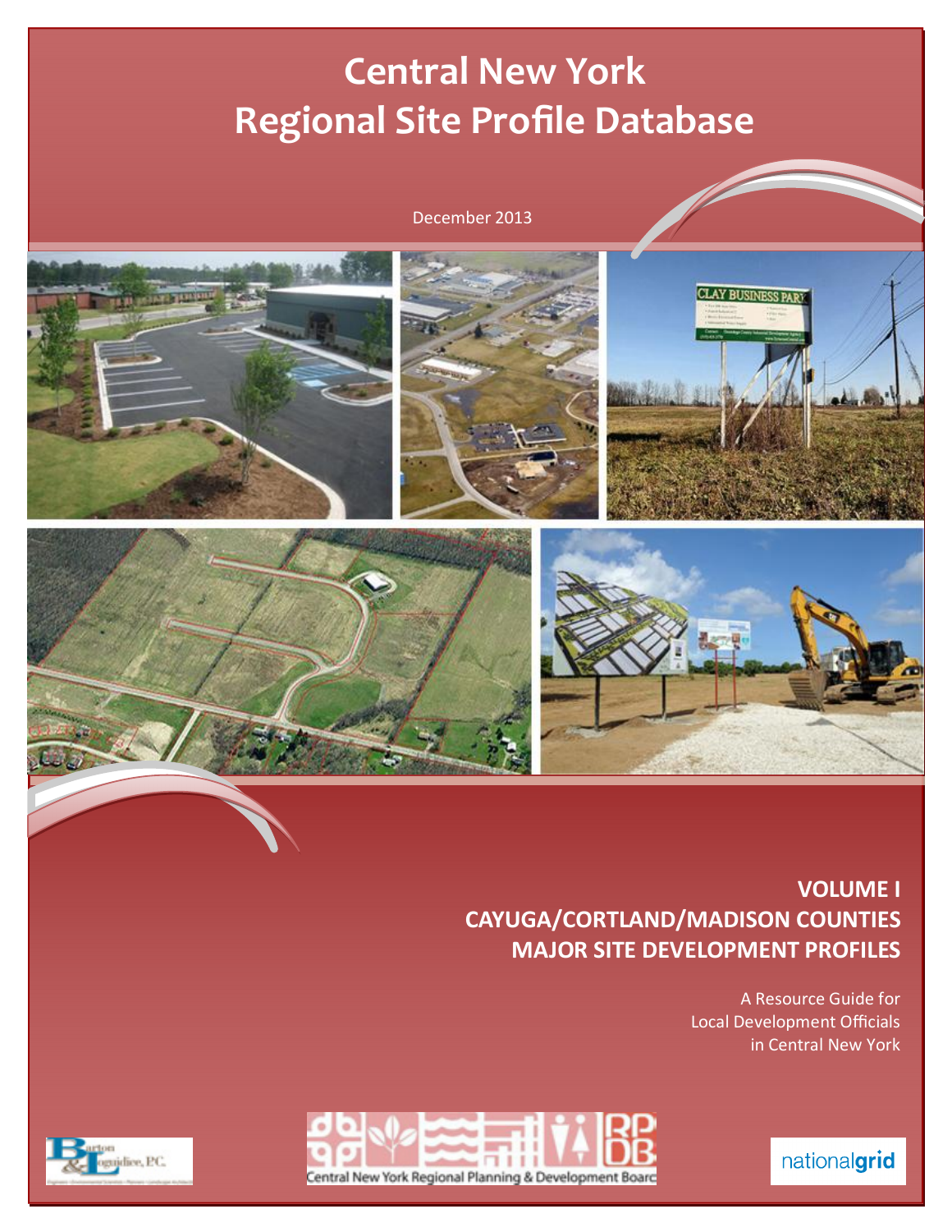# Central New York Regional Site Profile Database

December 2013

## VOLUME I
## CAYUGA/CORTLAND/MADISON COUNTIES
## MAJOR SITE DEVELOPMENT PROFILES

A Resource Guide for
Local Development Officials
in Central New York

Barton & Loguidice, P.C.

Central New York Regional Planning & Development Board

nationalgrid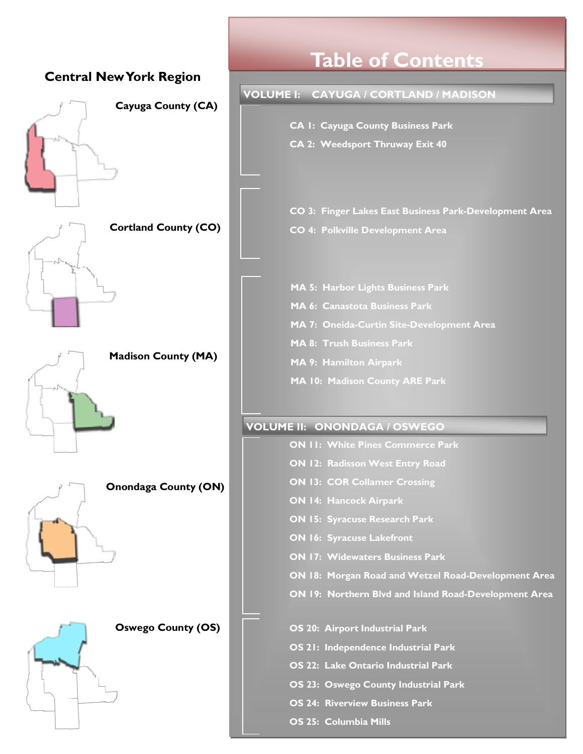# Table of Contents

## Central New York Region

**Cayuga County (CA)**

**Cortland County (CO)**

**Madison County (MA)**

**Onondaga County (ON)**

**Oswego County (OS)**

## VOLUME I: CAYUGA / CORTLAND / MADISON

- CA 1: Cayuga County Business Park
- CA 2: Weedsport Thruway Exit 40

- CO 3: Finger Lakes East Business Park-Development Area
- CO 4: Polkville Development Area

- MA 5: Harbor Lights Business Park
- MA 6: Canastota Business Park
- MA 7: Oneida-Curtin Site-Development Area
- MA 8: Trush Business Park
- MA 9: Hamilton Airpark
- MA 10: Madison County ARE Park

## VOLUME II: ONONDAGA / OSWEGO

- ON 11: White Pines Commerce Park
- ON 12: Radisson West Entry Road
- ON 13: COR Collamer Crossing
- ON 14: Hancock Airpark
- ON 15: Syracuse Research Park
- ON 16: Syracuse Lakefront
- ON 17: Widewaters Business Park
- ON 18: Morgan Road and Wetzel Road-Development Area
- ON 19: Northern Blvd and Island Road-Development Area

- OS 20: Airport Industrial Park
- OS 21: Independence Industrial Park
- OS 22: Lake Ontario Industrial Park
- OS 23: Oswego County Industrial Park
- OS 24: Riverview Business Park
- OS 25: Columbia Mills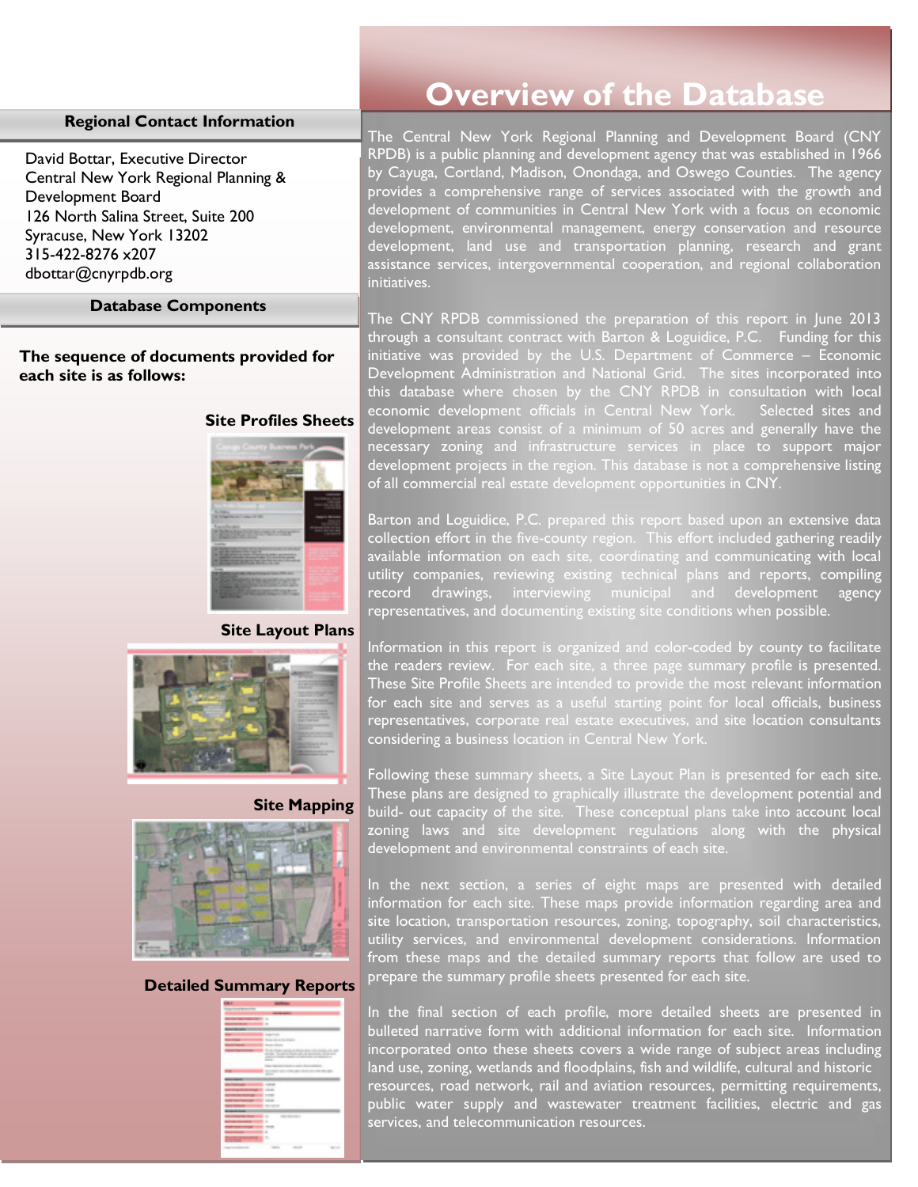## Regional Contact Information

David Bottar, Executive Director
Central New York Regional Planning & Development Board
126 North Salina Street, Suite 200
Syracuse, New York 13202
315-422-8276 x207
dbottar@cnyrpdb.org

## Database Components

**The sequence of documents provided for each site is as follows:**

**Site Profiles Sheets**

**Site Layout Plans**

**Site Mapping**

**Detailed Summary Reports**

# Overview of the Database

The Central New York Regional Planning and Development Board (CNY RPDB) is a public planning and development agency that was established in 1966 by Cayuga, Cortland, Madison, Onondaga, and Oswego Counties. The agency provides a comprehensive range of services associated with the growth and development of communities in Central New York with a focus on economic development, environmental management, energy conservation and resource development, land use and transportation planning, research and grant assistance services, intergovernmental cooperation, and regional collaboration initiatives.

The CNY RPDB commissioned the preparation of this report in June 2013 through a consultant contract with Barton & Loguidice, P.C. Funding for this initiative was provided by the U.S. Department of Commerce – Economic Development Administration and National Grid. The sites incorporated into this database where chosen by the CNY RPDB in consultation with local economic development officials in Central New York. Selected sites and development areas consist of a minimum of 50 acres and generally have the necessary zoning and infrastructure services in place to support major development projects in the region. This database is not a comprehensive listing of all commercial real estate development opportunities in CNY.

Barton and Loguidice, P.C. prepared this report based upon an extensive data collection effort in the five-county region. This effort included gathering readily available information on each site, coordinating and communicating with local utility companies, reviewing existing technical plans and reports, compiling record drawings, interviewing municipal and development agency representatives, and documenting existing site conditions when possible.

Information in this report is organized and color-coded by county to facilitate the readers review. For each site, a three page summary profile is presented. These Site Profile Sheets are intended to provide the most relevant information for each site and serves as a useful starting point for local officials, business representatives, corporate real estate executives, and site location consultants considering a business location in Central New York.

Following these summary sheets, a Site Layout Plan is presented for each site. These plans are designed to graphically illustrate the development potential and build- out capacity of the site. These conceptual plans take into account local zoning laws and site development regulations along with the physical development and environmental constraints of each site.

In the next section, a series of eight maps are presented with detailed information for each site. These maps provide information regarding area and site location, transportation resources, zoning, topography, soil characteristics, utility services, and environmental development considerations. Information from these maps and the detailed summary reports that follow are used to prepare the summary profile sheets presented for each site.

In the final section of each profile, more detailed sheets are presented in bulleted narrative form with additional information for each site. Information incorporated onto these sheets covers a wide range of subject areas including land use, zoning, wetlands and floodplains, fish and wildlife, cultural and historic resources, road network, rail and aviation resources, permitting requirements, public water supply and wastewater treatment facilities, electric and gas services, and telecommunication resources.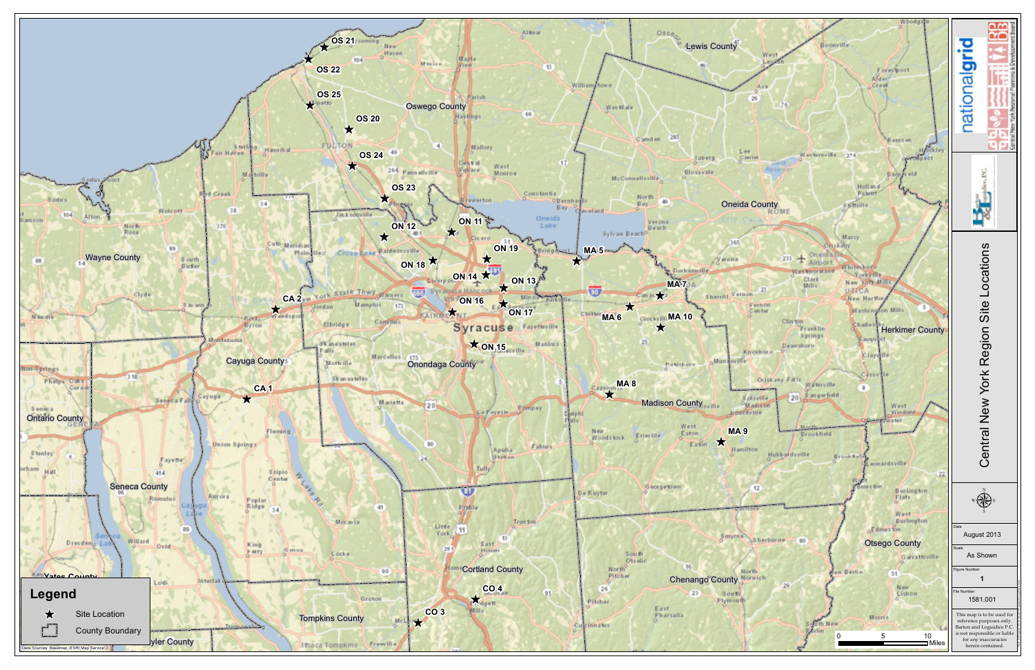# Central New York Region Site Locations

**Legend**

★ Site Location

County Boundary

Oswego County

OS 21
OS 22
OS 25
OS 20
OS 24
OS 23

Onondaga County

ON 11
ON 12
ON 19
ON 18
ON 14
ON 13
ON 16
ON 17
ON 15

Syracuse

Madison County

MA 5
MA 7
MA 6
MA 10
MA 8
MA 9

Cayuga County

CA 2
CA 1

Cortland County

CO 4
CO 3

Lewis County

Oneida County

Herkimer County

Wayne County

Ontario County

Seneca County

Yates County

Tompkins County

Chenango County

Otsego County

Date: August 2013

Scale: As Shown

Figure Number: 1

File Number: 1581.001

This map is to be used for reference purposes only. Barton and Loguidice P.C. is not responsible or liable for any inaccuracies herein contained.

0 5 10 Miles

Data Sources: Basemap -ESRI Map Service

nationalgrid

Central New York Regional Planning & Development Board

Barton & Loguidice, P.C.